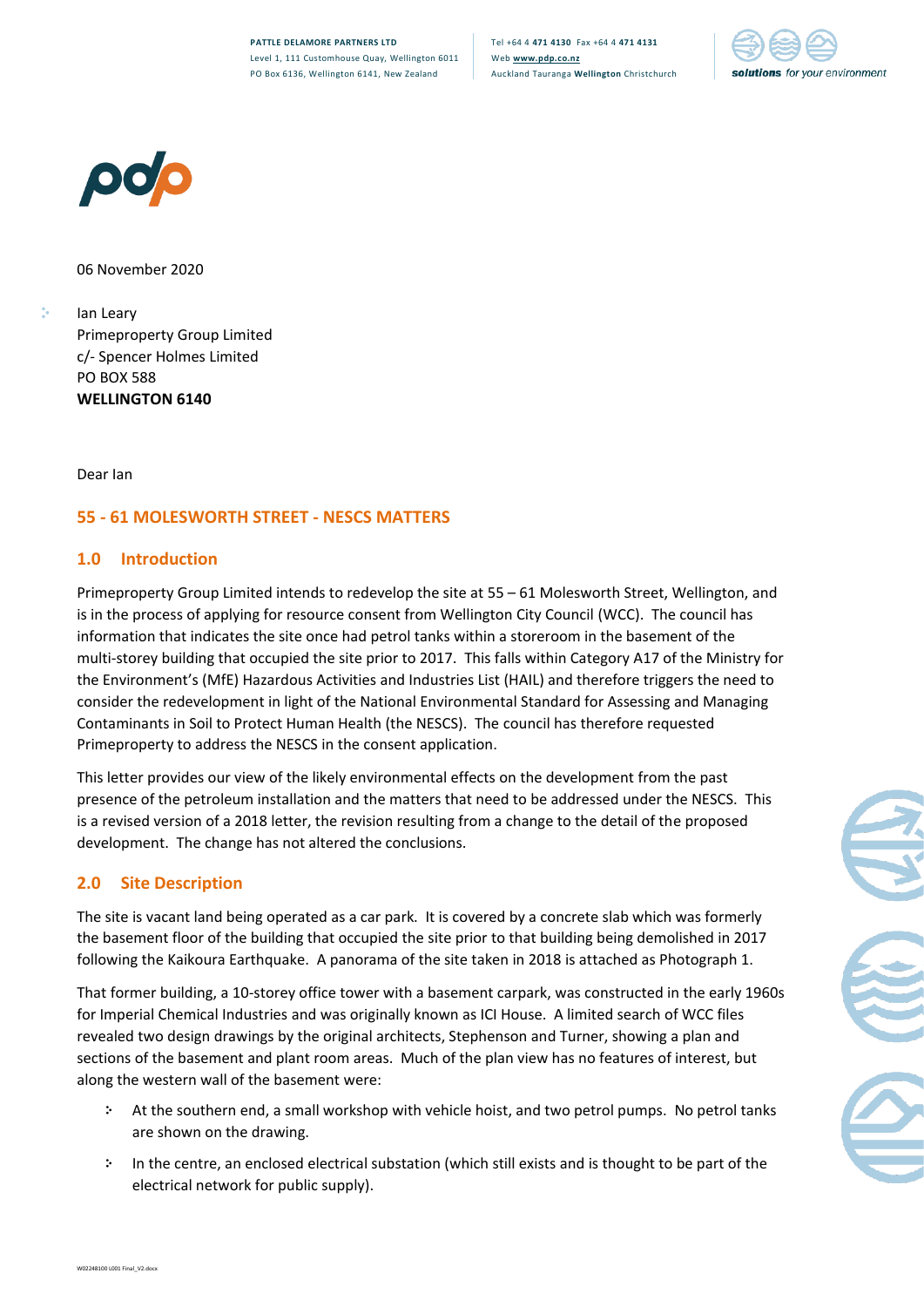06 November 2020

Ian Leary
Primeproperty Group Limited
c/- Spencer Holmes Limited
PO BOX 588
**WELLINGTON 6140**

Dear Ian

## 55 - 61 MOLESWORTH STREET - NESCS MATTERS

### 1.0 Introduction

Primeproperty Group Limited intends to redevelop the site at 55 – 61 Molesworth Street, Wellington, and is in the process of applying for resource consent from Wellington City Council (WCC). The council has information that indicates the site once had petrol tanks within a storeroom in the basement of the multi-storey building that occupied the site prior to 2017. This falls within Category A17 of the Ministry for the Environment's (MfE) Hazardous Activities and Industries List (HAIL) and therefore triggers the need to consider the redevelopment in light of the National Environmental Standard for Assessing and Managing Contaminants in Soil to Protect Human Health (the NESCS). The council has therefore requested Primeproperty to address the NESCS in the consent application.

This letter provides our view of the likely environmental effects on the development from the past presence of the petroleum installation and the matters that need to be addressed under the NESCS. This is a revised version of a 2018 letter, the revision resulting from a change to the detail of the proposed development. The change has not altered the conclusions.

### 2.0 Site Description

The site is vacant land being operated as a car park. It is covered by a concrete slab which was formerly the basement floor of the building that occupied the site prior to that building being demolished in 2017 following the Kaikoura Earthquake. A panorama of the site taken in 2018 is attached as Photograph 1.

That former building, a 10-storey office tower with a basement carpark, was constructed in the early 1960s for Imperial Chemical Industries and was originally known as ICI House. A limited search of WCC files revealed two design drawings by the original architects, Stephenson and Turner, showing a plan and sections of the basement and plant room areas. Much of the plan view has no features of interest, but along the western wall of the basement were:

- At the southern end, a small workshop with vehicle hoist, and two petrol pumps. No petrol tanks are shown on the drawing.
- In the centre, an enclosed electrical substation (which still exists and is thought to be part of the electrical network for public supply).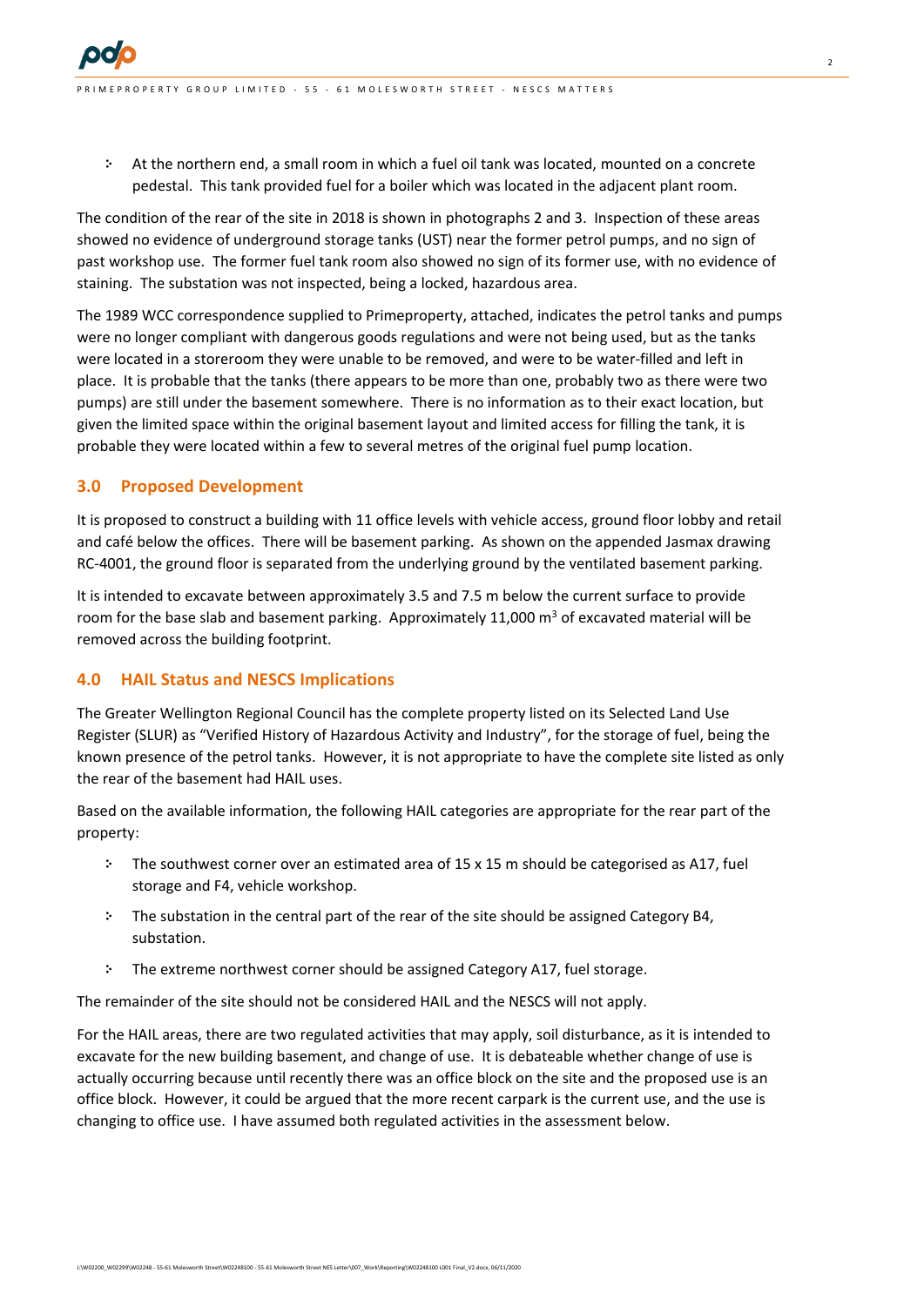- At the northern end, a small room in which a fuel oil tank was located, mounted on a concrete pedestal. This tank provided fuel for a boiler which was located in the adjacent plant room.

The condition of the rear of the site in 2018 is shown in photographs 2 and 3. Inspection of these areas showed no evidence of underground storage tanks (UST) near the former petrol pumps, and no sign of past workshop use. The former fuel tank room also showed no sign of its former use, with no evidence of staining. The substation was not inspected, being a locked, hazardous area.

The 1989 WCC correspondence supplied to Primeproperty, attached, indicates the petrol tanks and pumps were no longer compliant with dangerous goods regulations and were not being used, but as the tanks were located in a storeroom they were unable to be removed, and were to be water-filled and left in place. It is probable that the tanks (there appears to be more than one, probably two as there were two pumps) are still under the basement somewhere. There is no information as to their exact location, but given the limited space within the original basement layout and limited access for filling the tank, it is probable they were located within a few to several metres of the original fuel pump location.

## 3.0 Proposed Development

It is proposed to construct a building with 11 office levels with vehicle access, ground floor lobby and retail and café below the offices. There will be basement parking. As shown on the appended Jasmax drawing RC-4001, the ground floor is separated from the underlying ground by the ventilated basement parking.

It is intended to excavate between approximately 3.5 and 7.5 m below the current surface to provide room for the base slab and basement parking. Approximately 11,000 m$^3$ of excavated material will be removed across the building footprint.

## 4.0 HAIL Status and NESCS Implications

The Greater Wellington Regional Council has the complete property listed on its Selected Land Use Register (SLUR) as "Verified History of Hazardous Activity and Industry", for the storage of fuel, being the known presence of the petrol tanks. However, it is not appropriate to have the complete site listed as only the rear of the basement had HAIL uses.

Based on the available information, the following HAIL categories are appropriate for the rear part of the property:

- The southwest corner over an estimated area of 15 x 15 m should be categorised as A17, fuel storage and F4, vehicle workshop.
- The substation in the central part of the rear of the site should be assigned Category B4, substation.
- The extreme northwest corner should be assigned Category A17, fuel storage.

The remainder of the site should not be considered HAIL and the NESCS will not apply.

For the HAIL areas, there are two regulated activities that may apply, soil disturbance, as it is intended to excavate for the new building basement, and change of use. It is debateable whether change of use is actually occurring because until recently there was an office block on the site and the proposed use is an office block. However, it could be argued that the more recent carpark is the current use, and the use is changing to office use. I have assumed both regulated activities in the assessment below.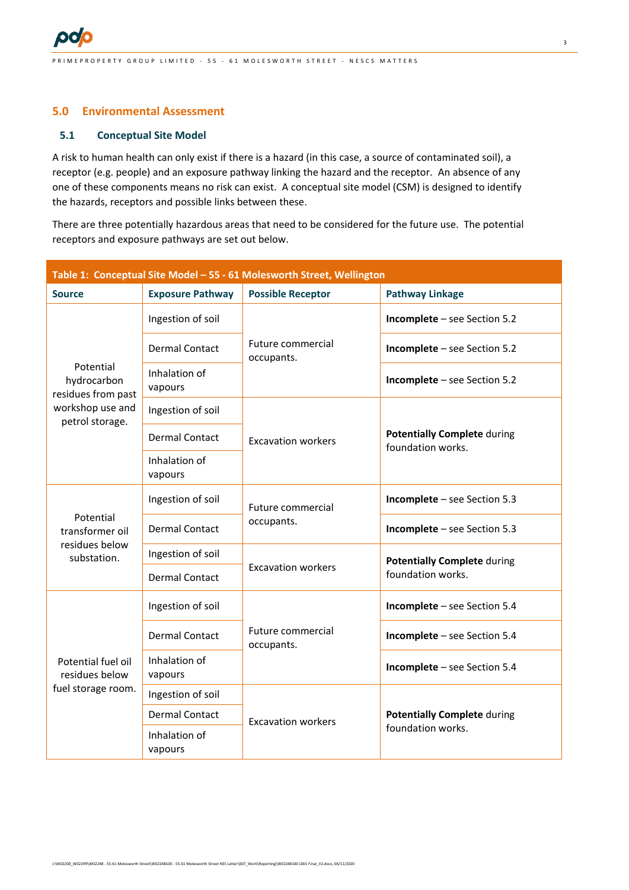## 5.0 Environmental Assessment

### 5.1 Conceptual Site Model

A risk to human health can only exist if there is a hazard (in this case, a source of contaminated soil), a receptor (e.g. people) and an exposure pathway linking the hazard and the receptor. An absence of any one of these components means no risk can exist. A conceptual site model (CSM) is designed to identify the hazards, receptors and possible links between these.

There are three potentially hazardous areas that need to be considered for the future use. The potential receptors and exposure pathways are set out below.

**Table 1: Conceptual Site Model – 55 - 61 Molesworth Street, Wellington**

| Source | Exposure Pathway | Possible Receptor | Pathway Linkage |
|---|---|---|---|
| Potential hydrocarbon residues from past workshop use and petrol storage. | Ingestion of soil | Future commercial occupants. | **Incomplete** – see Section 5.2 |
| | Dermal Contact | | **Incomplete** – see Section 5.2 |
| | Inhalation of vapours | | **Incomplete** – see Section 5.2 |
| | Ingestion of soil | Excavation workers | **Potentially Complete** during foundation works. |
| | Dermal Contact | | |
| | Inhalation of vapours | | |
| Potential transformer oil residues below substation. | Ingestion of soil | Future commercial occupants. | **Incomplete** – see Section 5.3 |
| | Dermal Contact | | **Incomplete** – see Section 5.3 |
| | Ingestion of soil | Excavation workers | **Potentially Complete** during foundation works. |
| | Dermal Contact | | |
| Potential fuel oil residues below fuel storage room. | Ingestion of soil | Future commercial occupants. | **Incomplete** – see Section 5.4 |
| | Dermal Contact | | **Incomplete** – see Section 5.4 |
| | Inhalation of vapours | | **Incomplete** – see Section 5.4 |
| | Ingestion of soil | Excavation workers | **Potentially Complete** during foundation works. |
| | Dermal Contact | | |
| | Inhalation of vapours | | |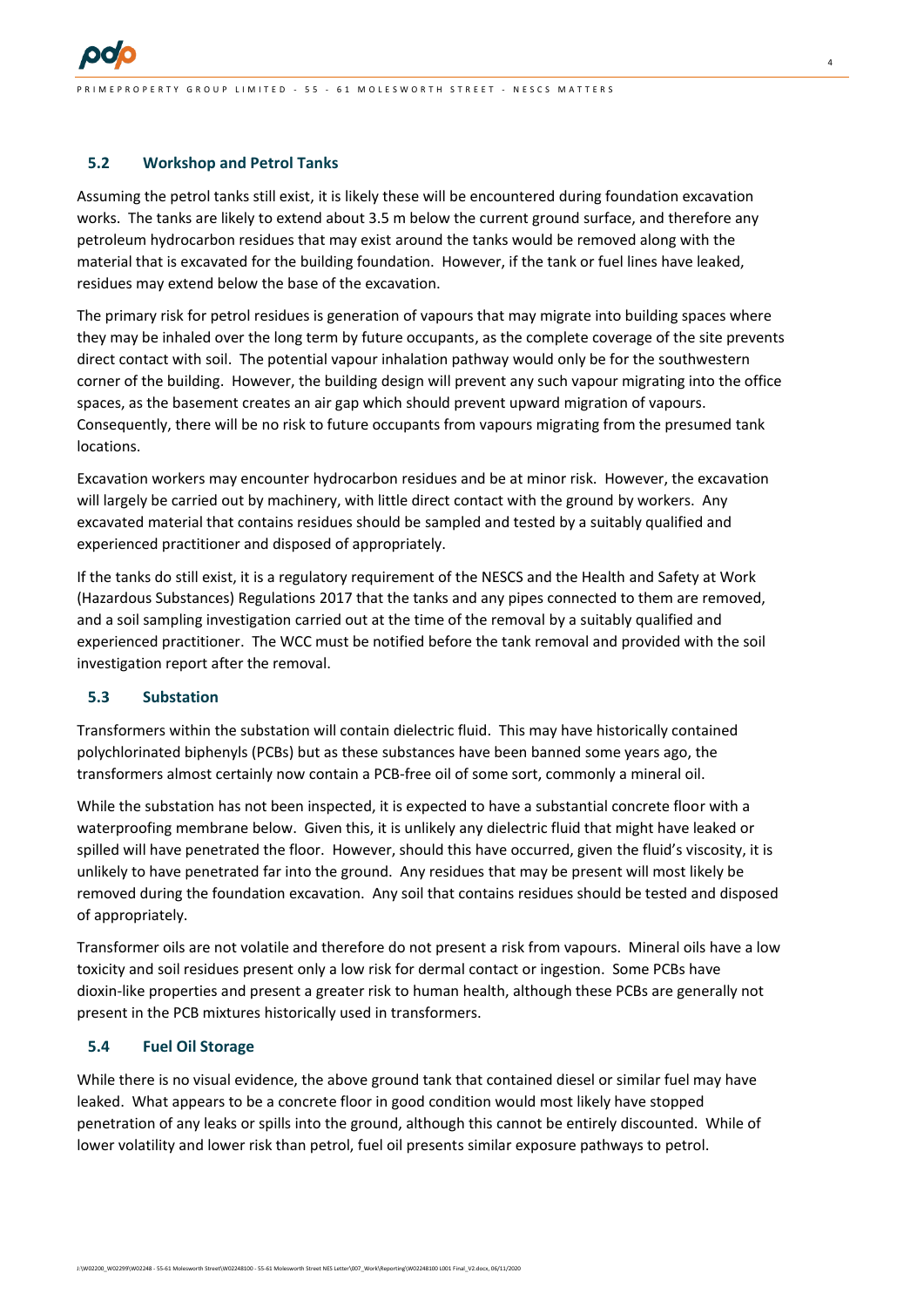## 5.2 Workshop and Petrol Tanks

Assuming the petrol tanks still exist, it is likely these will be encountered during foundation excavation works. The tanks are likely to extend about 3.5 m below the current ground surface, and therefore any petroleum hydrocarbon residues that may exist around the tanks would be removed along with the material that is excavated for the building foundation. However, if the tank or fuel lines have leaked, residues may extend below the base of the excavation.

The primary risk for petrol residues is generation of vapours that may migrate into building spaces where they may be inhaled over the long term by future occupants, as the complete coverage of the site prevents direct contact with soil. The potential vapour inhalation pathway would only be for the southwestern corner of the building. However, the building design will prevent any such vapour migrating into the office spaces, as the basement creates an air gap which should prevent upward migration of vapours. Consequently, there will be no risk to future occupants from vapours migrating from the presumed tank locations.

Excavation workers may encounter hydrocarbon residues and be at minor risk. However, the excavation will largely be carried out by machinery, with little direct contact with the ground by workers. Any excavated material that contains residues should be sampled and tested by a suitably qualified and experienced practitioner and disposed of appropriately.

If the tanks do still exist, it is a regulatory requirement of the NESCS and the Health and Safety at Work (Hazardous Substances) Regulations 2017 that the tanks and any pipes connected to them are removed, and a soil sampling investigation carried out at the time of the removal by a suitably qualified and experienced practitioner. The WCC must be notified before the tank removal and provided with the soil investigation report after the removal.

## 5.3 Substation

Transformers within the substation will contain dielectric fluid. This may have historically contained polychlorinated biphenyls (PCBs) but as these substances have been banned some years ago, the transformers almost certainly now contain a PCB-free oil of some sort, commonly a mineral oil.

While the substation has not been inspected, it is expected to have a substantial concrete floor with a waterproofing membrane below. Given this, it is unlikely any dielectric fluid that might have leaked or spilled will have penetrated the floor. However, should this have occurred, given the fluid's viscosity, it is unlikely to have penetrated far into the ground. Any residues that may be present will most likely be removed during the foundation excavation. Any soil that contains residues should be tested and disposed of appropriately.

Transformer oils are not volatile and therefore do not present a risk from vapours. Mineral oils have a low toxicity and soil residues present only a low risk for dermal contact or ingestion. Some PCBs have dioxin-like properties and present a greater risk to human health, although these PCBs are generally not present in the PCB mixtures historically used in transformers.

## 5.4 Fuel Oil Storage

While there is no visual evidence, the above ground tank that contained diesel or similar fuel may have leaked. What appears to be a concrete floor in good condition would most likely have stopped penetration of any leaks or spills into the ground, although this cannot be entirely discounted. While of lower volatility and lower risk than petrol, fuel oil presents similar exposure pathways to petrol.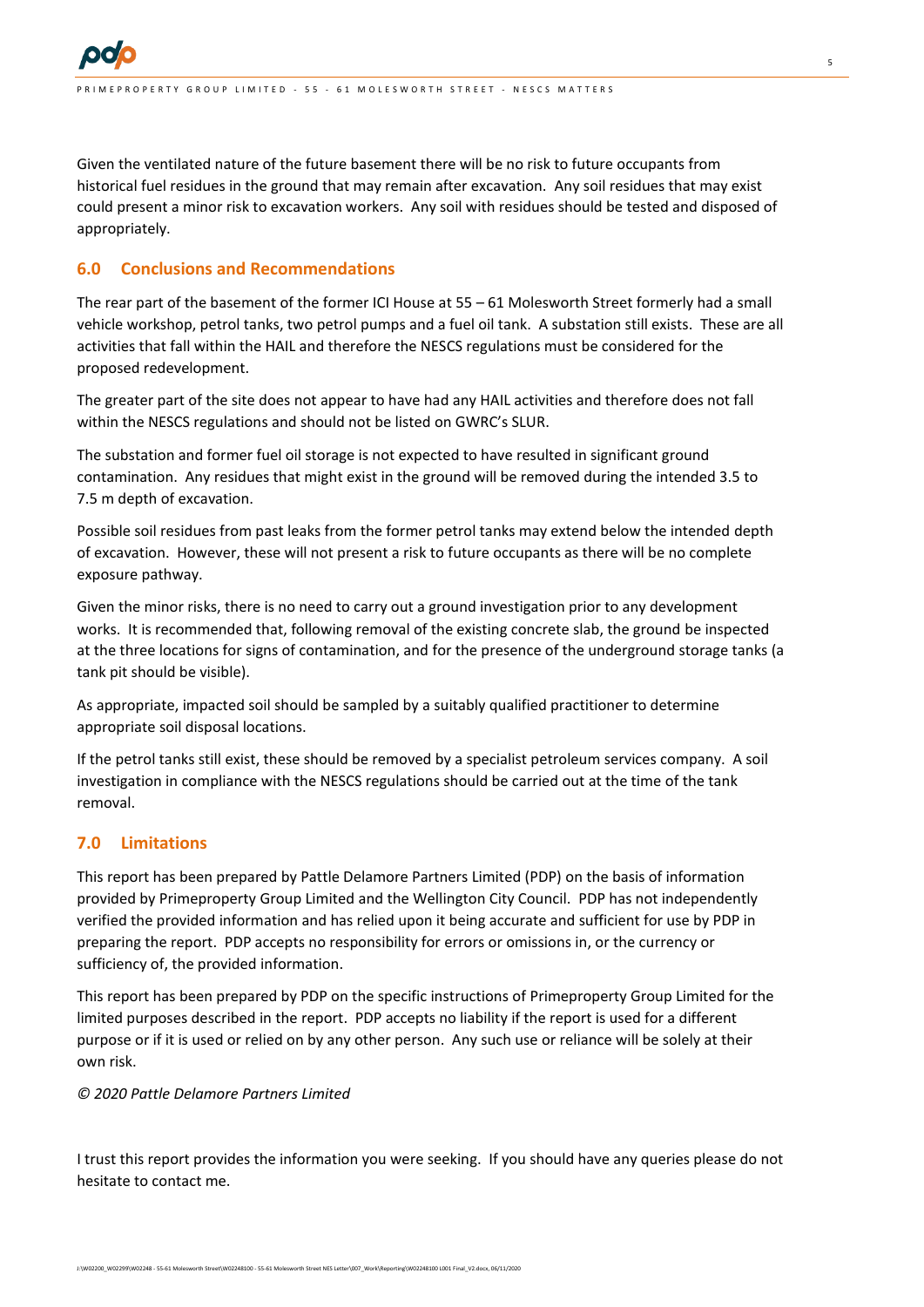Given the ventilated nature of the future basement there will be no risk to future occupants from historical fuel residues in the ground that may remain after excavation. Any soil residues that may exist could present a minor risk to excavation workers. Any soil with residues should be tested and disposed of appropriately.

## 6.0 Conclusions and Recommendations

The rear part of the basement of the former ICI House at 55 – 61 Molesworth Street formerly had a small vehicle workshop, petrol tanks, two petrol pumps and a fuel oil tank. A substation still exists. These are all activities that fall within the HAIL and therefore the NESCS regulations must be considered for the proposed redevelopment.

The greater part of the site does not appear to have had any HAIL activities and therefore does not fall within the NESCS regulations and should not be listed on GWRC's SLUR.

The substation and former fuel oil storage is not expected to have resulted in significant ground contamination. Any residues that might exist in the ground will be removed during the intended 3.5 to 7.5 m depth of excavation.

Possible soil residues from past leaks from the former petrol tanks may extend below the intended depth of excavation. However, these will not present a risk to future occupants as there will be no complete exposure pathway.

Given the minor risks, there is no need to carry out a ground investigation prior to any development works. It is recommended that, following removal of the existing concrete slab, the ground be inspected at the three locations for signs of contamination, and for the presence of the underground storage tanks (a tank pit should be visible).

As appropriate, impacted soil should be sampled by a suitably qualified practitioner to determine appropriate soil disposal locations.

If the petrol tanks still exist, these should be removed by a specialist petroleum services company. A soil investigation in compliance with the NESCS regulations should be carried out at the time of the tank removal.

## 7.0 Limitations

This report has been prepared by Pattle Delamore Partners Limited (PDP) on the basis of information provided by Primeproperty Group Limited and the Wellington City Council. PDP has not independently verified the provided information and has relied upon it being accurate and sufficient for use by PDP in preparing the report. PDP accepts no responsibility for errors or omissions in, or the currency or sufficiency of, the provided information.

This report has been prepared by PDP on the specific instructions of Primeproperty Group Limited for the limited purposes described in the report. PDP accepts no liability if the report is used for a different purpose or if it is used or relied on by any other person. Any such use or reliance will be solely at their own risk.

*© 2020 Pattle Delamore Partners Limited*

I trust this report provides the information you were seeking. If you should have any queries please do not hesitate to contact me.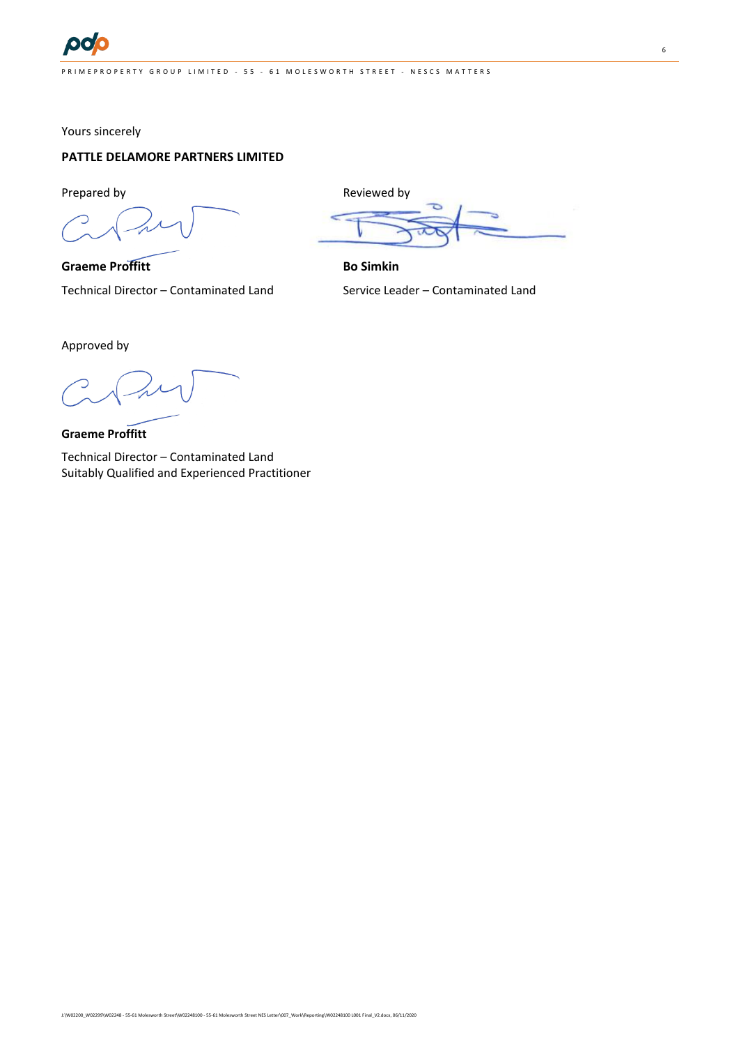Yours sincerely

**PATTLE DELAMORE PARTNERS LIMITED**

Prepared by

**Graeme Proffitt**

Technical Director – Contaminated Land

Reviewed by

**Bo Simkin**

Service Leader – Contaminated Land

Approved by

**Graeme Proffitt**

Technical Director – Contaminated Land
Suitably Qualified and Experienced Practitioner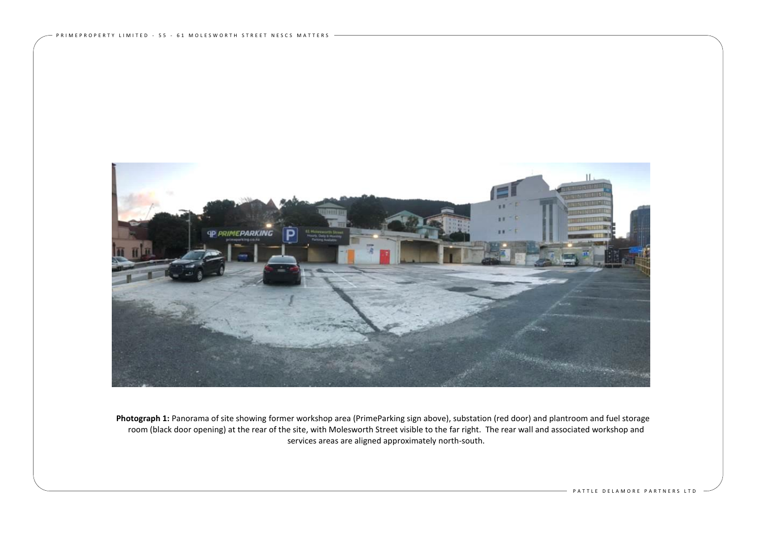**Photograph 1:** Panorama of site showing former workshop area (PrimeParking sign above), substation (red door) and plantroom and fuel storage room (black door opening) at the rear of the site, with Molesworth Street visible to the far right. The rear wall and associated workshop and services areas are aligned approximately north-south.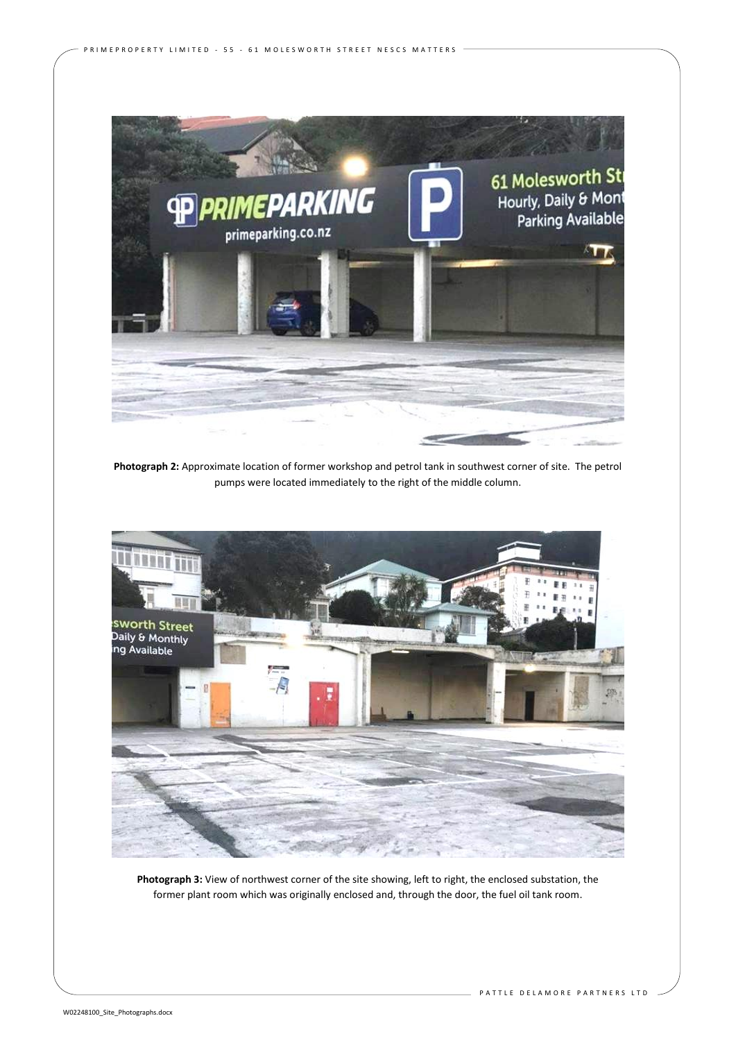**Photograph 2:** Approximate location of former workshop and petrol tank in southwest corner of site. The petrol pumps were located immediately to the right of the middle column.

**Photograph 3:** View of northwest corner of the site showing, left to right, the enclosed substation, the former plant room which was originally enclosed and, through the door, the fuel oil tank room.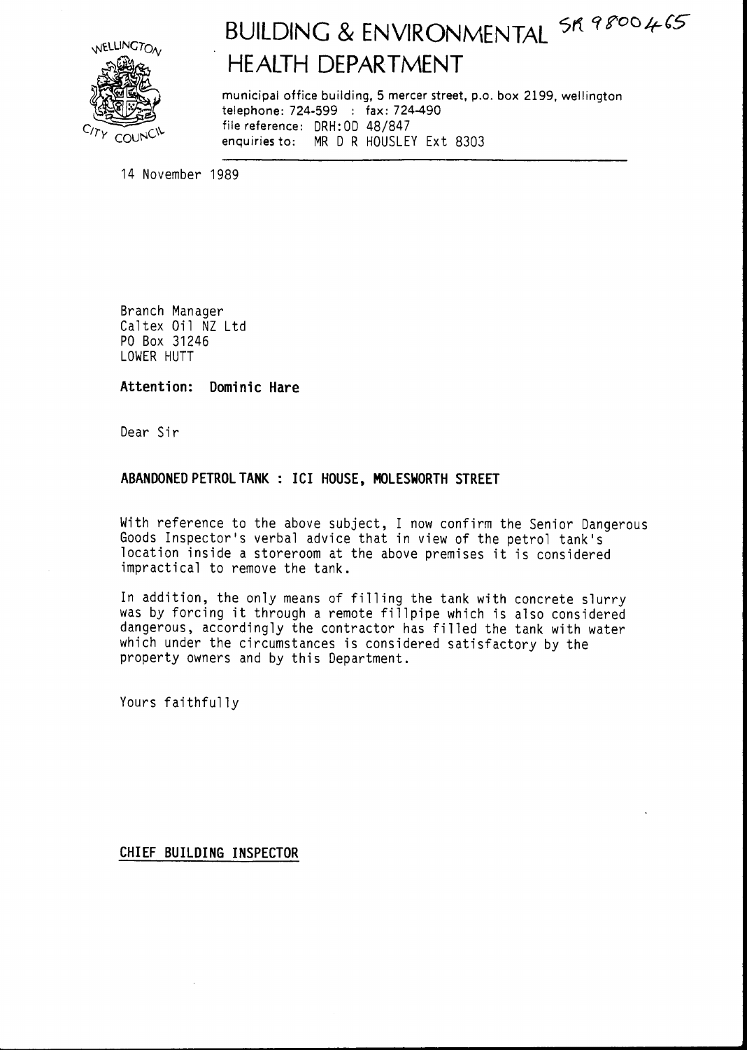# BUILDING & ENVIRONMENTAL HEALTH DEPARTMENT

SR 9800465

WELLINGTON CITY COUNCIL

municipal office building, 5 mercer street, p.o. box 2199, wellington
telephone: 724-599 : fax: 724-490
file reference: DRH:OD 48/847
enquiries to: MR D R HOUSLEY Ext 8303

14 November 1989

Branch Manager
Caltex Oil NZ Ltd
PO Box 31246
LOWER HUTT

**Attention: Dominic Hare**

Dear Sir

**ABANDONED PETROL TANK : ICI HOUSE, MOLESWORTH STREET**

With reference to the above subject, I now confirm the Senior Dangerous Goods Inspector's verbal advice that in view of the petrol tank's location inside a storeroom at the above premises it is considered impractical to remove the tank.

In addition, the only means of filling the tank with concrete slurry was by forcing it through a remote fillpipe which is also considered dangerous, accordingly the contractor has filled the tank with water which under the circumstances is considered satisfactory by the property owners and by this Department.

Yours faithfully

CHIEF BUILDING INSPECTOR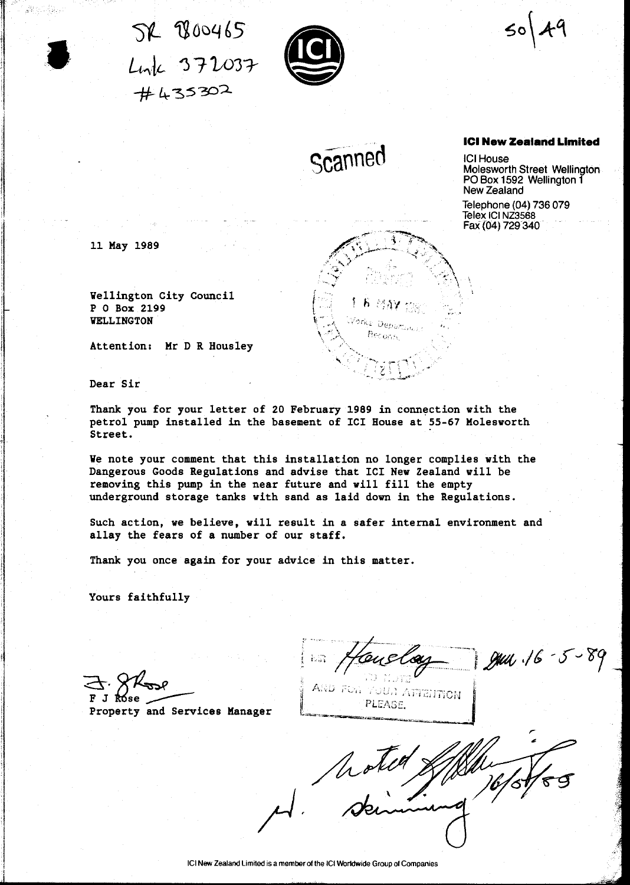SR 800465
Link 372037
#435302

50/49

Scanned

**ICI New Zealand Limited**

ICI House
Molesworth Street Wellington
PO Box 1592 Wellington 1
New Zealand

Telephone (04) 736 079
Telex ICI NZ3568
Fax (04) 729 340

11 May 1989

Wellington City Council
P O Box 2199
WELLINGTON

Attention: Mr D R Housley

Dear Sir

Thank you for your letter of 20 February 1989 in connection with the petrol pump installed in the basement of ICI House at 55-67 Molesworth Street.

We note your comment that this installation no longer complies with the Dangerous Goods Regulations and advise that ICI New Zealand will be removing this pump in the near future and will fill the empty underground storage tanks with sand as laid down in the Regulations.

Such action, we believe, will result in a safer internal environment and allay the fears of a number of our staff.

Thank you once again for your advice in this matter.

Yours faithfully

F J Rose
Property and Services Manager

MR Housley
TO NOTE
AND FOR YOUR ATTENTION
PLEASE.
16-5-89

Noted 16/5/89
H. Skinning

ICI New Zealand Limited is a member of the ICI Worldwide Group of Companies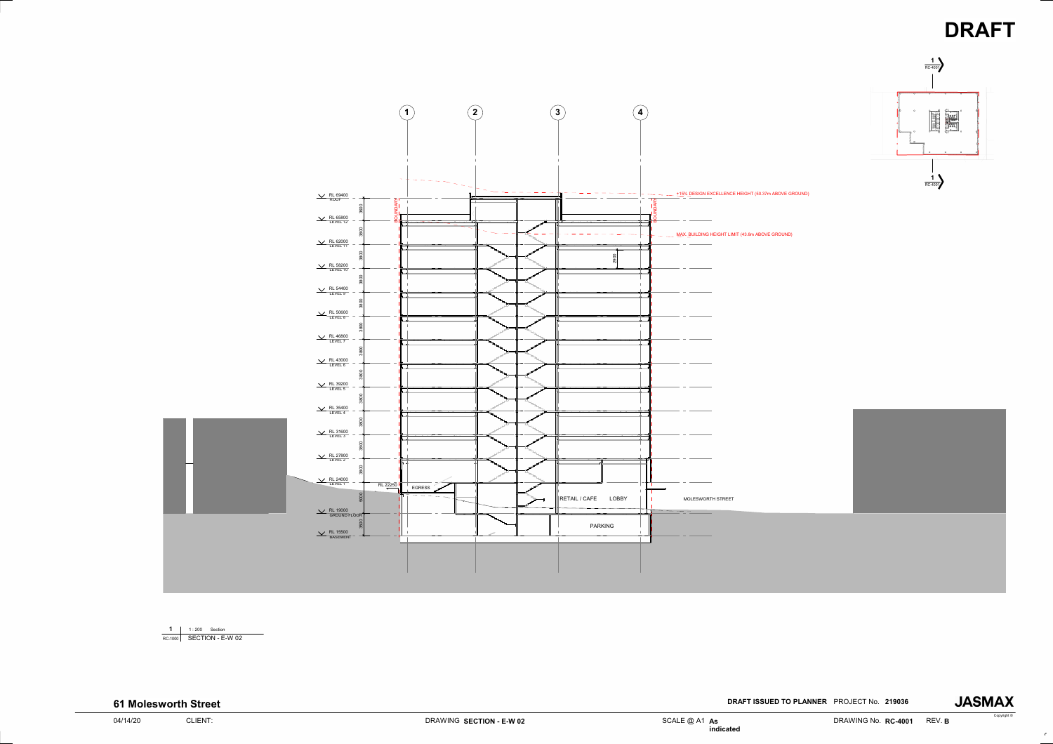# DRAFT

1
RC-4001

1
RC-4001

1
2
3
4

RL 69400
ROOF

RL 65800
LEVEL 12

RL 62000
LEVEL 11

RL 58200
LEVEL 10

RL 54400
LEVEL 9

RL 50600
LEVEL 8

RL 46800
LEVEL 7

RL 43000
LEVEL 6

RL 39200
LEVEL 5

RL 35400
LEVEL 4

RL 31600
LEVEL 3

RL 27800
LEVEL 2

RL 24000
LEVEL 1

RL 19000
GROUND FLOOR

RL 15500
BASEMENT

3600
3800
3800
3800
3800
3800
3800
3800
3800
3800
3800
3800
5000
3500

2900

BOUNDARY
BOUNDARY

+15% DESIGN EXCELLENCE HEIGHT (50.37m ABOVE GROUND)

MAX. BUILDING HEIGHT LIMIT (43.8m ABOVE GROUND)

RL 22250

EGRESS

RETAIL / CAFE

LOBBY

MOLESWORTH STREET

PARKING

1 | 1 : 200 Section
RC-1000 | SECTION - E-W 02

**61 Molesworth Street**

04/14/20

CLIENT:

DRAWING **SECTION - E-W 02**

SCALE @ A1 **As indicated**

**DRAFT ISSUED TO PLANNER** PROJECT No. **219036**

DRAWING No. **RC-4001** REV. **B**

**JASMAX**

Copyright ©